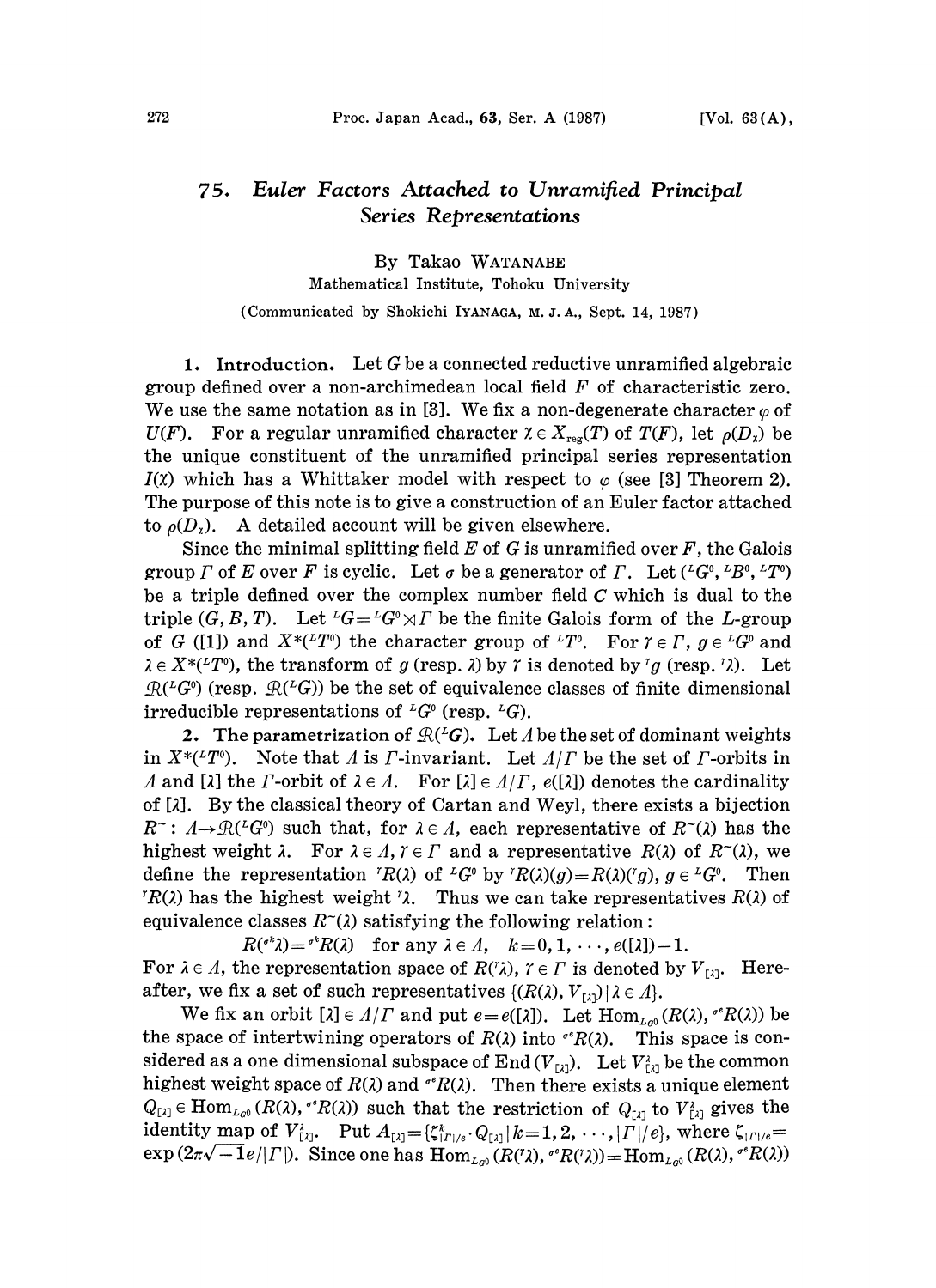# 75. *Euler Factors Attached to Unramified Principal Series Representations*

By Takao WATANABE

Mathematical Institute, Tohoku University

(Communicated by Shokichi IYANAGA, M. J. A., Sept. 14, 1987)

**1. Introduction.** Let $G$ be a connected reductive unramified algebraic group defined over a non-archimedean local field $F$ of characteristic zero. We use the same notation as in [3]. We fix a non-degenerate character $\varphi$ of $U(F)$. For a regular unramified character $\chi \in X_{\mathrm{reg}}(T)$ of $T(F)$, let $\rho(D_\chi)$ be the unique constituent of the unramified principal series representation $I(\chi)$ which has a Whittaker model with respect to $\varphi$ (see [3] Theorem 2). The purpose of this note is to give a construction of an Euler factor attached to $\rho(D_\chi)$. A detailed account will be given elsewhere.

Since the minimal splitting field $E$ of $G$ is unramified over $F$, the Galois group $\Gamma$ of $E$ over $F$ is cyclic. Let $\sigma$ be a generator of $\Gamma$. Let $({}^LG^0, {}^LB^0, {}^LT^0)$ be a triple defined over the complex number field $\boldsymbol{C}$ which is dual to the triple $(G, B, T)$. Let ${}^LG = {}^LG^0 \rtimes \Gamma$ be the finite Galois form of the $L$-group of $G$ ([1]) and $X^*({}^LT^0)$ the character group of ${}^LT^0$. For $\gamma \in \Gamma$, $g \in {}^LG^0$ and $\lambda \in X^*({}^LT^0)$, the transform of $g$ (resp. $\lambda$) by $\gamma$ is denoted by ${}^\gamma g$ (resp. ${}^\gamma\lambda$). Let $\mathcal{R}({}^LG^0)$ (resp. $\mathcal{R}({}^LG)$) be the set of equivalence classes of finite dimensional irreducible representations of ${}^LG^0$ (resp. ${}^LG$).

**2. The parametrization of $\mathcal{R}({}^LG)$.** Let $\Lambda$ be the set of dominant weights in $X^*({}^LT^0)$. Note that $\Lambda$ is $\Gamma$-invariant. Let $\Lambda/\Gamma$ be the set of $\Gamma$-orbits in $\Lambda$ and $[\lambda]$ the $\Gamma$-orbit of $\lambda \in \Lambda$. For $[\lambda] \in \Lambda/\Gamma$, $e([\lambda])$ denotes the cardinality of $[\lambda]$. By the classical theory of Cartan and Weyl, there exists a bijection $R^\sim : \Lambda \to \mathcal{R}({}^LG^0)$ such that, for $\lambda \in \Lambda$, each representative of $R^\sim(\lambda)$ has the highest weight $\lambda$. For $\lambda \in \Lambda$, $\gamma \in \Gamma$ and a representative $R(\lambda)$ of $R^\sim(\lambda)$, we define the representation ${}^\gamma R(\lambda)$ of ${}^LG^0$ by ${}^\gamma R(\lambda)(g) = R(\lambda)({}^\gamma g)$, $g \in {}^LG^0$. Then ${}^\gamma R(\lambda)$ has the highest weight ${}^\gamma\lambda$. Thus we can take representatives $R(\lambda)$ of equivalence classes $R^\sim(\lambda)$ satisfying the following relation:

$$R({}^{\sigma^k}\lambda) = {}^{\sigma^k}R(\lambda) \quad \text{for any } \lambda \in \Lambda, \quad k = 0, 1, \cdots, e([\lambda]) - 1.$$

For $\lambda \in \Lambda$, the representation space of $R({}^\gamma\lambda)$, $\gamma \in \Gamma$ is denoted by $V_{[\lambda]}$. Hereafter, we fix a set of such representatives $\{(R(\lambda), V_{[\lambda]}) \mid \lambda \in \Lambda\}$.

We fix an orbit $[\lambda] \in \Lambda/\Gamma$ and put $e = e([\lambda])$. Let $\mathrm{Hom}_{{}^LG^0}(R(\lambda), {}^{\sigma^e}R(\lambda))$ be the space of intertwining operators of $R(\lambda)$ into ${}^{\sigma^e}R(\lambda)$. This space is considered as a one dimensional subspace of $\mathrm{End}(V_{[\lambda]})$. Let $V_{[\lambda]}^\lambda$ be the common highest weight space of $R(\lambda)$ and ${}^{\sigma^e}R(\lambda)$. Then there exists a unique element $Q_{[\lambda]} \in \mathrm{Hom}_{{}^LG^0}(R(\lambda), {}^{\sigma^e}R(\lambda))$ such that the restriction of $Q_{[\lambda]}$ to $V_{[\lambda]}^\lambda$ gives the identity map of $V_{[\lambda]}^\lambda$. Put $A_{[\lambda]} = \{\zeta_{|\Gamma|/e}^k \cdot Q_{[\lambda]} \mid k = 1, 2, \cdots, |\Gamma|/e\}$, where $\zeta_{|\Gamma|/e} = \exp(2\pi\sqrt{-1}e/|\Gamma|)$. Since one has $\mathrm{Hom}_{{}^LG^0}(R({}^\gamma\lambda), {}^{\sigma^e}R({}^\gamma\lambda)) = \mathrm{Hom}_{{}^LG^0}(R(\lambda), {}^{\sigma^e}R(\lambda))$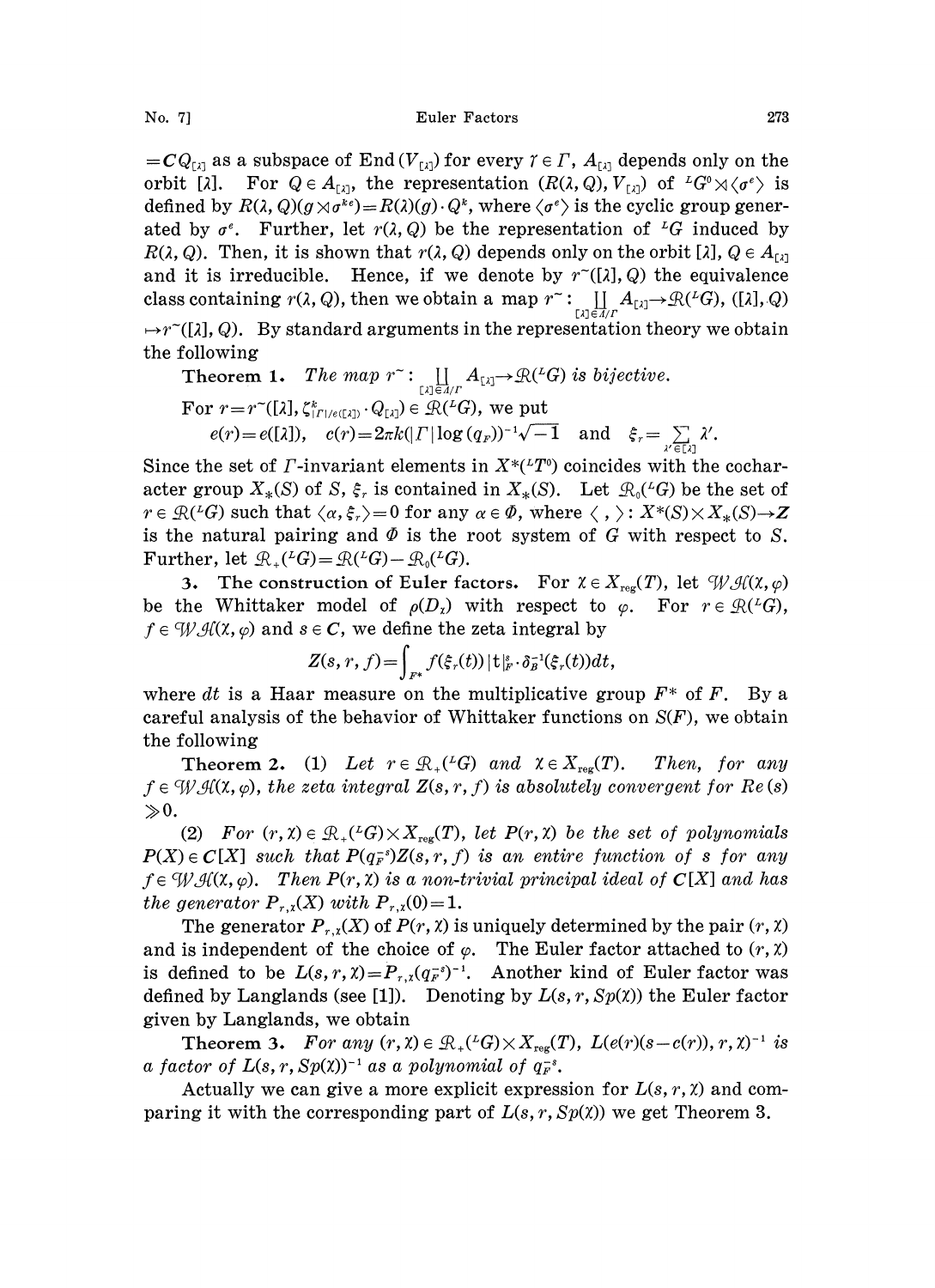$=\boldsymbol{C}Q_{[\lambda]}$ as a subspace of $\mathrm{End}(V_{[\lambda]})$ for every $\gamma \in \Gamma$, $A_{[\lambda]}$ depends only on the orbit $[\lambda]$. For $Q \in A_{[\lambda]}$, the representation $(R(\lambda, Q), V_{[\lambda]})$ of ${}^LG^0 \rtimes \langle \sigma^e \rangle$ is defined by $R(\lambda, Q)(g \rtimes \sigma^{ke}) = R(\lambda)(g) \cdot Q^k$, where $\langle \sigma^e \rangle$ is the cyclic group generated by $\sigma^e$. Further, let $r(\lambda, Q)$ be the representation of ${}^LG$ induced by $R(\lambda, Q)$. Then, it is shown that $r(\lambda, Q)$ depends only on the orbit $[\lambda]$, $Q \in A_{[\lambda]}$ and it is irreducible. Hence, if we denote by $r^{\sim}([\lambda], Q)$ the equivalence class containing $r(\lambda, Q)$, then we obtain a map $r^{\sim}: \coprod_{[\lambda] \in \Lambda/\Gamma} A_{[\lambda]} \to \mathcal{R}({}^LG)$, $([\lambda], Q) \mapsto r^{\sim}([\lambda], Q)$. By standard arguments in the representation theory we obtain the following

**Theorem 1.** *The map* $r^{\sim}: \coprod_{[\lambda] \in \Lambda/\Gamma} A_{[\lambda]} \to \mathcal{R}({}^LG)$ *is bijective.*

For $r = r^{\sim}([\lambda], \zeta^k_{|\Gamma|/e([\lambda])} \cdot Q_{[\lambda]}) \in \mathcal{R}({}^LG)$, we put

$$e(r) = e([\lambda]), \quad c(r) = 2\pi k(|\Gamma| \log(q_F))^{-1}\sqrt{-1} \quad \text{and} \quad \xi_r = \sum_{\lambda' \in [\lambda]} \lambda'.$$

Since the set of $\Gamma$-invariant elements in $X^*({}^LT^0)$ coincides with the cocharacter group $X_*(S)$ of $S$, $\xi_r$ is contained in $X_*(S)$. Let $\mathcal{R}_0({}^LG)$ be the set of $r \in \mathcal{R}({}^LG)$ such that $\langle \alpha, \xi_r \rangle = 0$ for any $\alpha \in \Phi$, where $\langle\ ,\ \rangle: X^*(S) \times X_*(S) \to \boldsymbol{Z}$ is the natural pairing and $\Phi$ is the root system of $G$ with respect to $S$. Further, let $\mathcal{R}_+({}^LG) = \mathcal{R}({}^LG) - \mathcal{R}_0({}^LG)$.

**3. The construction of Euler factors.** For $\chi \in X_{\mathrm{reg}}(T)$, let $\mathcal{WH}(\chi, \varphi)$ be the Whittaker model of $\rho(D_\chi)$ with respect to $\varphi$. For $r \in \mathcal{R}({}^LG)$, $f \in \mathcal{WH}(\chi, \varphi)$ and $s \in \boldsymbol{C}$, we define the zeta integral by

$$Z(s, r, f) = \int_{F^*} f(\xi_r(t)) |t|_F^s \cdot \delta_B^{-1}(\xi_r(t)) dt,$$

where $dt$ is a Haar measure on the multiplicative group $F^*$ of $F$. By a careful analysis of the behavior of Whittaker functions on $S(F)$, we obtain the following

**Theorem 2.** (1) *Let* $r \in \mathcal{R}_+({}^LG)$ *and* $\chi \in X_{\mathrm{reg}}(T)$. *Then, for any* $f \in \mathcal{WH}(\chi, \varphi)$, *the zeta integral* $Z(s, r, f)$ *is absolutely convergent for* $Re(s) \gg 0$.

(2) *For* $(r, \chi) \in \mathcal{R}_+({}^LG) \times X_{\mathrm{reg}}(T)$, *let* $P(r, \chi)$ *be the set of polynomials* $P(X) \in \boldsymbol{C}[X]$ *such that* $P(q_F^{-s})Z(s, r, f)$ *is an entire function of* $s$ *for any* $f \in \mathcal{WH}(\chi, \varphi)$. *Then* $P(r, \chi)$ *is a non-trivial principal ideal of* $\boldsymbol{C}[X]$ *and has the generator* $P_{r,\chi}(X)$ *with* $P_{r,\chi}(0) = 1$.

The generator $P_{r,\chi}(X)$ of $P(r, \chi)$ is uniquely determined by the pair $(r, \chi)$ and is independent of the choice of $\varphi$. The Euler factor attached to $(r, \chi)$ is defined to be $L(s, r, \chi) = P_{r,\chi}(q_F^{-s})^{-1}$. Another kind of Euler factor was defined by Langlands (see [1]). Denoting by $L(s, r, Sp(\chi))$ the Euler factor given by Langlands, we obtain

**Theorem 3.** *For any* $(r, \chi) \in \mathcal{R}_+({}^LG) \times X_{\mathrm{reg}}(T)$, $L(e(r)(s - c(r)), r, \chi)^{-1}$ *is a factor of* $L(s, r, Sp(\chi))^{-1}$ *as a polynomial of* $q_F^{-s}$.

Actually we can give a more explicit expression for $L(s, r, \chi)$ and comparing it with the corresponding part of $L(s, r, Sp(\chi))$ we get Theorem 3.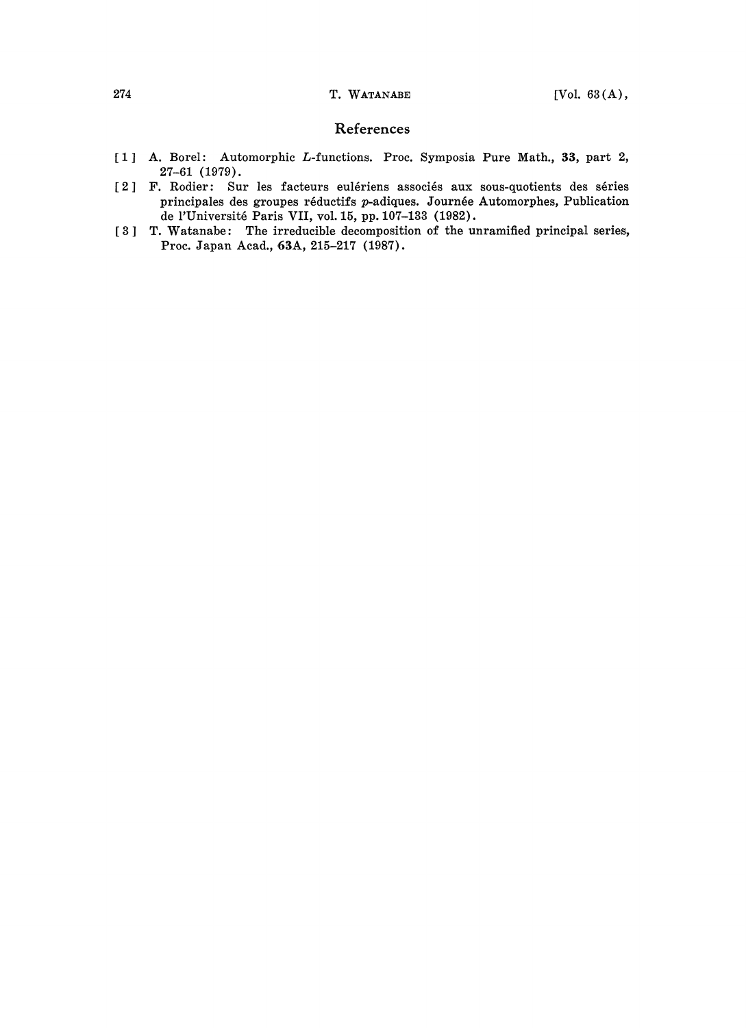## References

[1] A. Borel: Automorphic $L$-functions. Proc. Symposia Pure Math., **33**, part 2, 27–61 (1979).

[2] F. Rodier: Sur les facteurs eulériens associés aux sous-quotients des séries principales des groupes réductifs $p$-adiques. Journée Automorphes, Publication de l'Université Paris VII, vol. 15, pp. 107–133 (1982).

[3] T. Watanabe: The irreducible decomposition of the unramified principal series, Proc. Japan Acad., **63A**, 215–217 (1987).